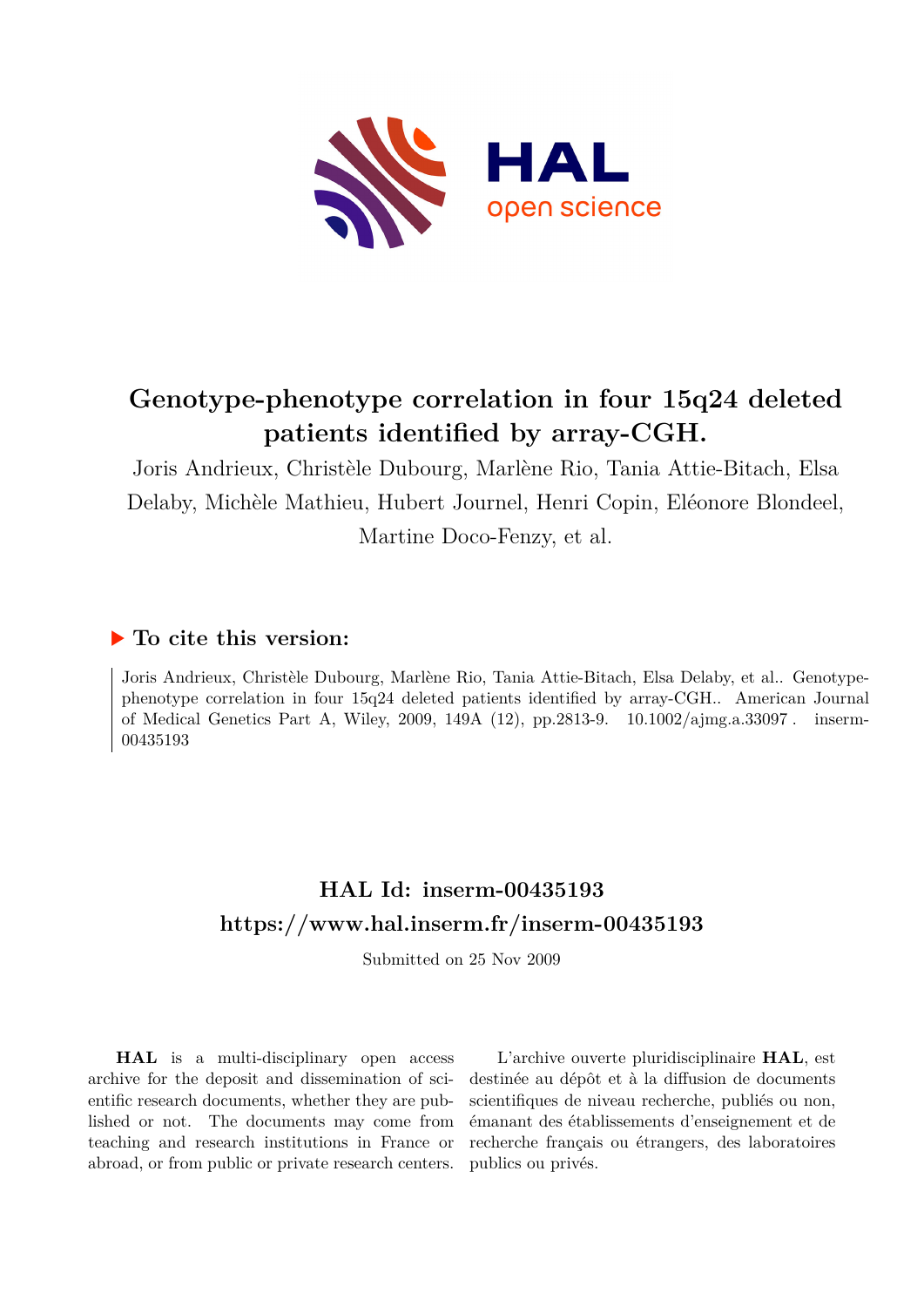# Genotype-phenotype correlation in four 15q24 deleted patients identified by array-CGH.

Joris Andrieux, Christèle Dubourg, Marlène Rio, Tania Attie-Bitach, Elsa Delaby, Michèle Mathieu, Hubert Journel, Henri Copin, Eléonore Blondeel, Martine Doco-Fenzy, et al.

## ▶ To cite this version:

Joris Andrieux, Christèle Dubourg, Marlène Rio, Tania Attie-Bitach, Elsa Delaby, et al.. Genotype-phenotype correlation in four 15q24 deleted patients identified by array-CGH.. American Journal of Medical Genetics Part A, Wiley, 2009, 149A (12), pp.2813-9. 10.1002/ajmg.a.33097 . inserm-00435193

## HAL Id: inserm-00435193
## https://www.hal.inserm.fr/inserm-00435193

Submitted on 25 Nov 2009

**HAL** is a multi-disciplinary open access archive for the deposit and dissemination of scientific research documents, whether they are published or not. The documents may come from teaching and research institutions in France or abroad, or from public or private research centers.

L'archive ouverte pluridisciplinaire **HAL**, est destinée au dépôt et à la diffusion de documents scientifiques de niveau recherche, publiés ou non, émanant des établissements d'enseignement et de recherche français ou étrangers, des laboratoires publics ou privés.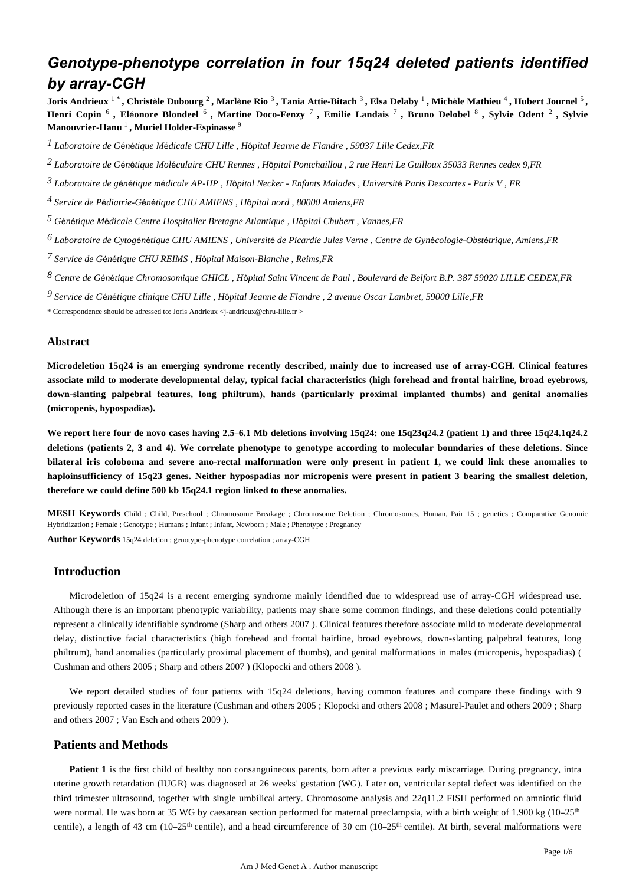# Genotype-phenotype correlation in four 15q24 deleted patients identified by array-CGH

**Joris Andrieux** [1 *] **, Christèle Dubourg** [2] **, Marlène Rio** [3] **, Tania Attie-Bitach** [3] **, Elsa Delaby** [1] **, Michèle Mathieu** [4] **, Hubert Journel** [5] **, Henri Copin** [6] **, Eléonore Blondeel** [6] **, Martine Doco-Fenzy** [7] **, Emilie Landais** [7] **, Bruno Delobel** [8] **, Sylvie Odent** [2] **, Sylvie Manouvrier-Hanu** [1] **, Muriel Holder-Espinasse** [9]

[1] *Laboratoire de Génétique Médicale CHU Lille , Hôpital Jeanne de Flandre , 59037 Lille Cedex,FR*

[2] *Laboratoire de Génétique Moléculaire CHU Rennes , Hôpital Pontchaillou , 2 rue Henri Le Guilloux 35033 Rennes cedex 9,FR*

[3] *Laboratoire de génétique médicale AP-HP , Hôpital Necker - Enfants Malades , Université Paris Descartes - Paris V , FR*

[4] *Service de Pédiatrie-Génétique CHU AMIENS , Hôpital nord , 80000 Amiens,FR*

[5] *Génétique Médicale Centre Hospitalier Bretagne Atlantique , Hôpital Chubert , Vannes,FR*

[6] *Laboratoire de Cytogénétique CHU AMIENS , Université de Picardie Jules Verne , Centre de Gynécologie-Obstétrique, Amiens,FR*

[7] *Service de Génétique CHU REIMS , Hôpital Maison-Blanche , Reims,FR*

[8] *Centre de Génétique Chromosomique GHICL , Hôpital Saint Vincent de Paul , Boulevard de Belfort B.P. 387 59020 LILLE CEDEX,FR*

[9] *Service de Génétique clinique CHU Lille , Hôpital Jeanne de Flandre , 2 avenue Oscar Lambret, 59000 Lille,FR*

\* Correspondence should be adressed to: Joris Andrieux <j-andrieux@chru-lille.fr >

## Abstract

**Microdeletion 15q24 is an emerging syndrome recently described, mainly due to increased use of array-CGH. Clinical features associate mild to moderate developmental delay, typical facial characteristics (high forehead and frontal hairline, broad eyebrows, down-slanting palpebral features, long philtrum), hands (particularly proximal implanted thumbs) and genital anomalies (micropenis, hypospadias).**

**We report here four de novo cases having 2.5–6.1 Mb deletions involving 15q24: one 15q23q24.2 (patient 1) and three 15q24.1q24.2 deletions (patients 2, 3 and 4). We correlate phenotype to genotype according to molecular boundaries of these deletions. Since bilateral iris coloboma and severe ano-rectal malformation were only present in patient 1, we could link these anomalies to haploinsufficiency of 15q23 genes. Neither hypospadias nor micropenis were present in patient 3 bearing the smallest deletion, therefore we could define 500 kb 15q24.1 region linked to these anomalies.**

**MESH Keywords** Child ; Child, Preschool ; Chromosome Breakage ; Chromosome Deletion ; Chromosomes, Human, Pair 15 ; genetics ; Comparative Genomic Hybridization ; Female ; Genotype ; Humans ; Infant ; Infant, Newborn ; Male ; Phenotype ; Pregnancy

**Author Keywords** 15q24 deletion ; genotype-phenotype correlation ; array-CGH

## Introduction

Microdeletion of 15q24 is a recent emerging syndrome mainly identified due to widespread use of array-CGH widespread use. Although there is an important phenotypic variability, patients may share some common findings, and these deletions could potentially represent a clinically identifiable syndrome (Sharp and others 2007 ). Clinical features therefore associate mild to moderate developmental delay, distinctive facial characteristics (high forehead and frontal hairline, broad eyebrows, down-slanting palpebral features, long philtrum), hand anomalies (particularly proximal placement of thumbs), and genital malformations in males (micropenis, hypospadias) ( Cushman and others 2005 ; Sharp and others 2007 ) (Klopocki and others 2008 ).

We report detailed studies of four patients with 15q24 deletions, having common features and compare these findings with 9 previously reported cases in the literature (Cushman and others 2005 ; Klopocki and others 2008 ; Masurel-Paulet and others 2009 ; Sharp and others 2007 ; Van Esch and others 2009 ).

## Patients and Methods

**Patient 1** is the first child of healthy non consanguineous parents, born after a previous early miscarriage. During pregnancy, intra uterine growth retardation (IUGR) was diagnosed at 26 weeks' gestation (WG). Later on, ventricular septal defect was identified on the third trimester ultrasound, together with single umbilical artery. Chromosome analysis and 22q11.2 FISH performed on amniotic fluid were normal. He was born at 35 WG by caesarean section performed for maternal preeclampsia, with a birth weight of 1.900 kg (10–25th centile), a length of 43 cm (10–25th centile), and a head circumference of 30 cm (10–25th centile). At birth, several malformations were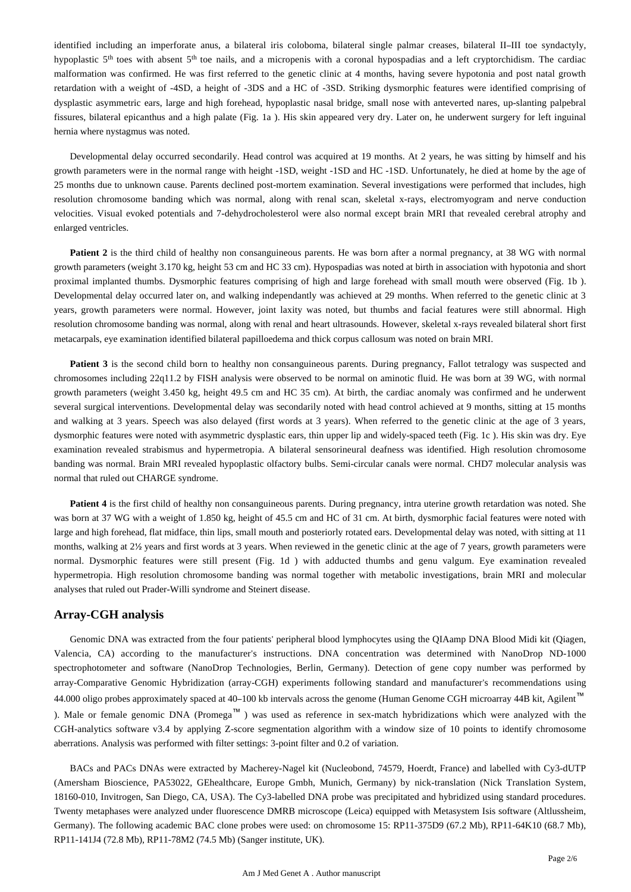identified including an imperforate anus, a bilateral iris coloboma, bilateral single palmar creases, bilateral II–III toe syndactyly, hypoplastic 5th toes with absent 5th toe nails, and a micropenis with a coronal hypospadias and a left cryptorchidism. The cardiac malformation was confirmed. He was first referred to the genetic clinic at 4 months, having severe hypotonia and post natal growth retardation with a weight of -4SD, a height of -3DS and a HC of -3SD. Striking dysmorphic features were identified comprising of dysplastic asymmetric ears, large and high forehead, hypoplastic nasal bridge, small nose with anteverted nares, up-slanting palpebral fissures, bilateral epicanthus and a high palate (Fig. 1a ). His skin appeared very dry. Later on, he underwent surgery for left inguinal hernia where nystagmus was noted.

Developmental delay occurred secondarily. Head control was acquired at 19 months. At 2 years, he was sitting by himself and his growth parameters were in the normal range with height -1SD, weight -1SD and HC -1SD. Unfortunately, he died at home by the age of 25 months due to unknown cause. Parents declined post-mortem examination. Several investigations were performed that includes, high resolution chromosome banding which was normal, along with renal scan, skeletal x-rays, electromyogram and nerve conduction velocities. Visual evoked potentials and 7-dehydrocholesterol were also normal except brain MRI that revealed cerebral atrophy and enlarged ventricles.

**Patient 2** is the third child of healthy non consanguineous parents. He was born after a normal pregnancy, at 38 WG with normal growth parameters (weight 3.170 kg, height 53 cm and HC 33 cm). Hypospadias was noted at birth in association with hypotonia and short proximal implanted thumbs. Dysmorphic features comprising of high and large forehead with small mouth were observed (Fig. 1b ). Developmental delay occurred later on, and walking independantly was achieved at 29 months. When referred to the genetic clinic at 3 years, growth parameters were normal. However, joint laxity was noted, but thumbs and facial features were still abnormal. High resolution chromosome banding was normal, along with renal and heart ultrasounds. However, skeletal x-rays revealed bilateral short first metacarpals, eye examination identified bilateral papilloedema and thick corpus callosum was noted on brain MRI.

**Patient 3** is the second child born to healthy non consanguineous parents. During pregnancy, Fallot tetralogy was suspected and chromosomes including 22q11.2 by FISH analysis were observed to be normal on aminotic fluid. He was born at 39 WG, with normal growth parameters (weight 3.450 kg, height 49.5 cm and HC 35 cm). At birth, the cardiac anomaly was confirmed and he underwent several surgical interventions. Developmental delay was secondarily noted with head control achieved at 9 months, sitting at 15 months and walking at 3 years. Speech was also delayed (first words at 3 years). When referred to the genetic clinic at the age of 3 years, dysmorphic features were noted with asymmetric dysplastic ears, thin upper lip and widely-spaced teeth (Fig. 1c ). His skin was dry. Eye examination revealed strabismus and hypermetropia. A bilateral sensorineural deafness was identified. High resolution chromosome banding was normal. Brain MRI revealed hypoplastic olfactory bulbs. Semi-circular canals were normal. CHD7 molecular analysis was normal that ruled out CHARGE syndrome.

**Patient 4** is the first child of healthy non consanguineous parents. During pregnancy, intra uterine growth retardation was noted. She was born at 37 WG with a weight of 1.850 kg, height of 45.5 cm and HC of 31 cm. At birth, dysmorphic facial features were noted with large and high forehead, flat midface, thin lips, small mouth and posteriorly rotated ears. Developmental delay was noted, with sitting at 11 months, walking at 2½ years and first words at 3 years. When reviewed in the genetic clinic at the age of 7 years, growth parameters were normal. Dysmorphic features were still present (Fig. 1d ) with adducted thumbs and genu valgum. Eye examination revealed hypermetropia. High resolution chromosome banding was normal together with metabolic investigations, brain MRI and molecular analyses that ruled out Prader-Willi syndrome and Steinert disease.

## Array-CGH analysis

Genomic DNA was extracted from the four patients' peripheral blood lymphocytes using the QIAamp DNA Blood Midi kit (Qiagen, Valencia, CA) according to the manufacturer's instructions. DNA concentration was determined with NanoDrop ND-1000 spectrophotometer and software (NanoDrop Technologies, Berlin, Germany). Detection of gene copy number was performed by array-Comparative Genomic Hybridization (array-CGH) experiments following standard and manufacturer's recommendations using 44.000 oligo probes approximately spaced at 40–100 kb intervals across the genome (Human Genome CGH microarray 44B kit, Agilent™ ). Male or female genomic DNA (Promega™ ) was used as reference in sex-match hybridizations which were analyzed with the CGH-analytics software v3.4 by applying Z-score segmentation algorithm with a window size of 10 points to identify chromosome aberrations. Analysis was performed with filter settings: 3-point filter and 0.2 of variation.

BACs and PACs DNAs were extracted by Macherey-Nagel kit (Nucleobond, 74579, Hoerdt, France) and labelled with Cy3-dUTP (Amersham Bioscience, PA53022, GEhealthcare, Europe Gmbh, Munich, Germany) by nick-translation (Nick Translation System, 18160-010, Invitrogen, San Diego, CA, USA). The Cy3-labelled DNA probe was precipitated and hybridized using standard procedures. Twenty metaphases were analyzed under fluorescence DMRB microscope (Leica) equipped with Metasystem Isis software (Altlussheim, Germany). The following academic BAC clone probes were used: on chromosome 15: RP11-375D9 (67.2 Mb), RP11-64K10 (68.7 Mb), RP11-141J4 (72.8 Mb), RP11-78M2 (74.5 Mb) (Sanger institute, UK).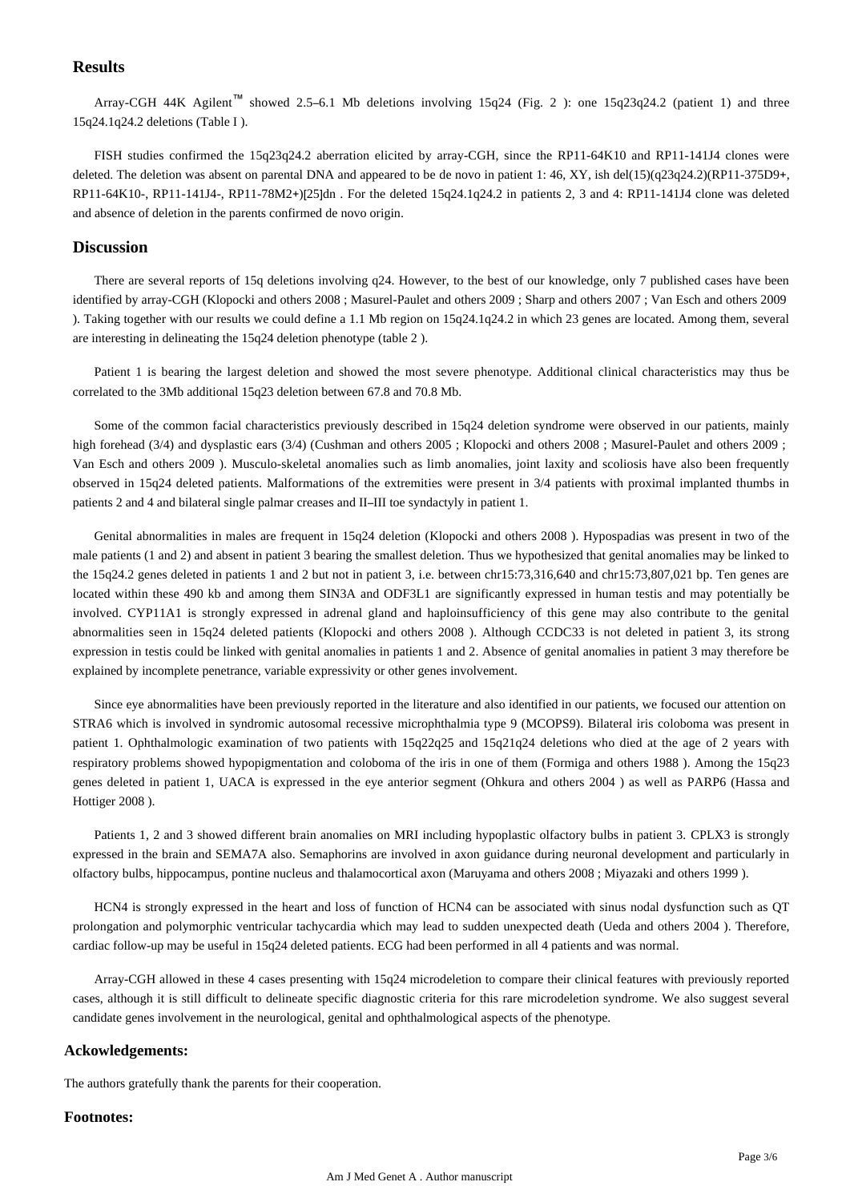## Results

Array-CGH 44K Agilent™ showed 2.5–6.1 Mb deletions involving 15q24 (Fig. 2 ): one 15q23q24.2 (patient 1) and three 15q24.1q24.2 deletions (Table I ).

FISH studies confirmed the 15q23q24.2 aberration elicited by array-CGH, since the RP11-64K10 and RP11-141J4 clones were deleted. The deletion was absent on parental DNA and appeared to be de novo in patient 1: 46, XY, ish del(15)(q23q24.2)(RP11-375D9+, RP11-64K10-, RP11-141J4-, RP11-78M2+)[25]dn . For the deleted 15q24.1q24.2 in patients 2, 3 and 4: RP11-141J4 clone was deleted and absence of deletion in the parents confirmed de novo origin.

## Discussion

There are several reports of 15q deletions involving q24. However, to the best of our knowledge, only 7 published cases have been identified by array-CGH (Klopocki and others 2008 ; Masurel-Paulet and others 2009 ; Sharp and others 2007 ; Van Esch and others 2009 ). Taking together with our results we could define a 1.1 Mb region on 15q24.1q24.2 in which 23 genes are located. Among them, several are interesting in delineating the 15q24 deletion phenotype (table 2 ).

Patient 1 is bearing the largest deletion and showed the most severe phenotype. Additional clinical characteristics may thus be correlated to the 3Mb additional 15q23 deletion between 67.8 and 70.8 Mb.

Some of the common facial characteristics previously described in 15q24 deletion syndrome were observed in our patients, mainly high forehead (3/4) and dysplastic ears (3/4) (Cushman and others 2005 ; Klopocki and others 2008 ; Masurel-Paulet and others 2009 ; Van Esch and others 2009 ). Musculo-skeletal anomalies such as limb anomalies, joint laxity and scoliosis have also been frequently observed in 15q24 deleted patients. Malformations of the extremities were present in 3/4 patients with proximal implanted thumbs in patients 2 and 4 and bilateral single palmar creases and II–III toe syndactyly in patient 1.

Genital abnormalities in males are frequent in 15q24 deletion (Klopocki and others 2008 ). Hypospadias was present in two of the male patients (1 and 2) and absent in patient 3 bearing the smallest deletion. Thus we hypothesized that genital anomalies may be linked to the 15q24.2 genes deleted in patients 1 and 2 but not in patient 3, i.e. between chr15:73,316,640 and chr15:73,807,021 bp. Ten genes are located within these 490 kb and among them SIN3A and ODF3L1 are significantly expressed in human testis and may potentially be involved. CYP11A1 is strongly expressed in adrenal gland and haploinsufficiency of this gene may also contribute to the genital abnormalities seen in 15q24 deleted patients (Klopocki and others 2008 ). Although CCDC33 is not deleted in patient 3, its strong expression in testis could be linked with genital anomalies in patients 1 and 2. Absence of genital anomalies in patient 3 may therefore be explained by incomplete penetrance, variable expressivity or other genes involvement.

Since eye abnormalities have been previously reported in the literature and also identified in our patients, we focused our attention on STRA6 which is involved in syndromic autosomal recessive microphthalmia type 9 (MCOPS9). Bilateral iris coloboma was present in patient 1. Ophthalmologic examination of two patients with 15q22q25 and 15q21q24 deletions who died at the age of 2 years with respiratory problems showed hypopigmentation and coloboma of the iris in one of them (Formiga and others 1988 ). Among the 15q23 genes deleted in patient 1, UACA is expressed in the eye anterior segment (Ohkura and others 2004 ) as well as PARP6 (Hassa and Hottiger 2008 ).

Patients 1, 2 and 3 showed different brain anomalies on MRI including hypoplastic olfactory bulbs in patient 3. CPLX3 is strongly expressed in the brain and SEMA7A also. Semaphorins are involved in axon guidance during neuronal development and particularly in olfactory bulbs, hippocampus, pontine nucleus and thalamocortical axon (Maruyama and others 2008 ; Miyazaki and others 1999 ).

HCN4 is strongly expressed in the heart and loss of function of HCN4 can be associated with sinus nodal dysfunction such as QT prolongation and polymorphic ventricular tachycardia which may lead to sudden unexpected death (Ueda and others 2004 ). Therefore, cardiac follow-up may be useful in 15q24 deleted patients. ECG had been performed in all 4 patients and was normal.

Array-CGH allowed in these 4 cases presenting with 15q24 microdeletion to compare their clinical features with previously reported cases, although it is still difficult to delineate specific diagnostic criteria for this rare microdeletion syndrome. We also suggest several candidate genes involvement in the neurological, genital and ophthalmological aspects of the phenotype.

### Ackowledgements:

The authors gratefully thank the parents for their cooperation.

### Footnotes: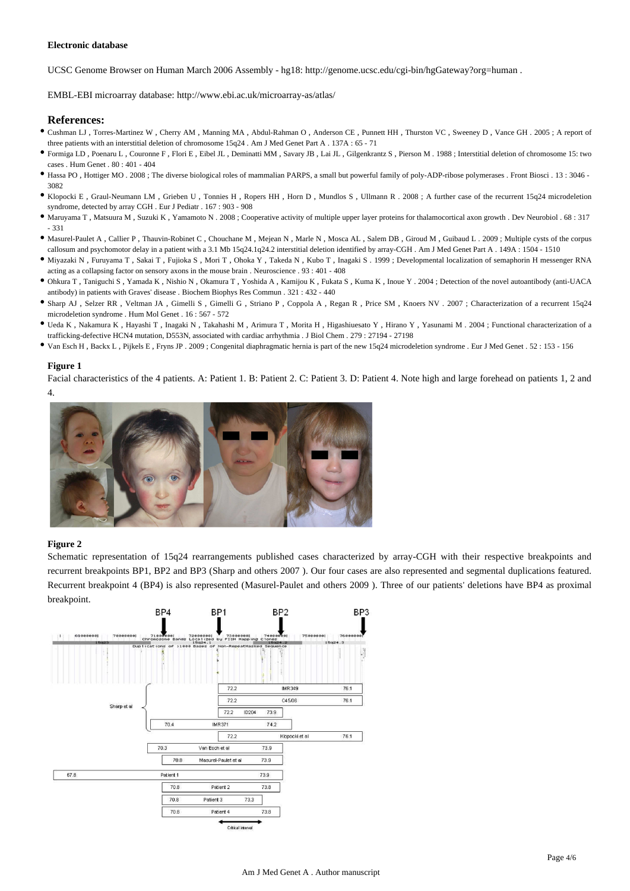**Electronic database**

UCSC Genome Browser on Human March 2006 Assembly - hg18: http://genome.ucsc.edu/cgi-bin/hgGateway?org=human .

EMBL-EBI microarray database: http://www.ebi.ac.uk/microarray-as/atlas/

## References:

- Cushman LJ , Torres-Martinez W , Cherry AM , Manning MA , Abdul-Rahman O , Anderson CE , Punnett HH , Thurston VC , Sweeney D , Vance GH . 2005 ; A report of three patients with an interstitial deletion of chromosome 15q24 . Am J Med Genet Part A . 137A : 65 - 71
- Formiga LD , Poenaru L , Couronne F , Flori E , Eibel JL , Deminatti MM , Savary JB , Lai JL , Gilgenkrantz S , Pierson M . 1988 ; Interstitial deletion of chromosome 15: two cases . Hum Genet . 80 : 401 - 404
- Hassa PO , Hottiger MO . 2008 ; The diverse biological roles of mammalian PARPS, a small but powerful family of poly-ADP-ribose polymerases . Front Biosci . 13 : 3046 - 3082
- Klopocki E , Graul-Neumann LM , Grieben U , Tonnies H , Ropers HH , Horn D , Mundlos S , Ullmann R . 2008 ; A further case of the recurrent 15q24 microdeletion syndrome, detected by array CGH . Eur J Pediatr . 167 : 903 - 908
- Maruyama T , Matsuura M , Suzuki K , Yamamoto N . 2008 ; Cooperative activity of multiple upper layer proteins for thalamocortical axon growth . Dev Neurobiol . 68 : 317 - 331
- Masurel-Paulet A , Callier P , Thauvin-Robinet C , Chouchane M , Mejean N , Marle N , Mosca AL , Salem DB , Giroud M , Guibaud L . 2009 ; Multiple cysts of the corpus callosum and psychomotor delay in a patient with a 3.1 Mb 15q24.1q24.2 interstitial deletion identified by array-CGH . Am J Med Genet Part A . 149A : 1504 - 1510
- Miyazaki N , Furuyama T , Sakai T , Fujioka S , Mori T , Ohoka Y , Takeda N , Kubo T , Inagaki S . 1999 ; Developmental localization of semaphorin H messenger RNA acting as a collapsing factor on sensory axons in the mouse brain . Neuroscience . 93 : 401 - 408
- Ohkura T , Taniguchi S , Yamada K , Nishio N , Okamura T , Yoshida A , Kamijou K , Fukata S , Kuma K , Inoue Y . 2004 ; Detection of the novel autoantibody (anti-UACA antibody) in patients with Graves' disease . Biochem Biophys Res Commun . 321 : 432 - 440
- Sharp AJ , Selzer RR , Veltman JA , Gimelli S , Gimelli G , Striano P , Coppola A , Regan R , Price SM , Knoers NV . 2007 ; Characterization of a recurrent 15q24 microdeletion syndrome . Hum Mol Genet . 16 : 567 - 572
- Ueda K , Nakamura K , Hayashi T , Inagaki N , Takahashi M , Arimura T , Morita H , Higashiuesato Y , Hirano Y , Yasunami M . 2004 ; Functional characterization of a trafficking-defective HCN4 mutation, D553N, associated with cardiac arrhythmia . J Biol Chem . 279 : 27194 - 27198
- Van Esch H , Backx L , Pijkels E , Fryns JP . 2009 ; Congenital diaphragmatic hernia is part of the new 15q24 microdeletion syndrome . Eur J Med Genet . 52 : 153 - 156

**Figure 1**

Facial characteristics of the 4 patients. A: Patient 1. B: Patient 2. C: Patient 3. D: Patient 4. Note high and large forehead on patients 1, 2 and 4.

**Figure 2**

Schematic representation of 15q24 rearrangements published cases characterized by array-CGH with their respective breakpoints and recurrent breakpoints BP1, BP2 and BP3 (Sharp and others 2007 ). Our four cases are also represented and segmental duplications featured. Recurrent breakpoint 4 (BP4) is also represented (Masurel-Paulet and others 2009 ). Three of our patients' deletions have BP4 as proximal breakpoint.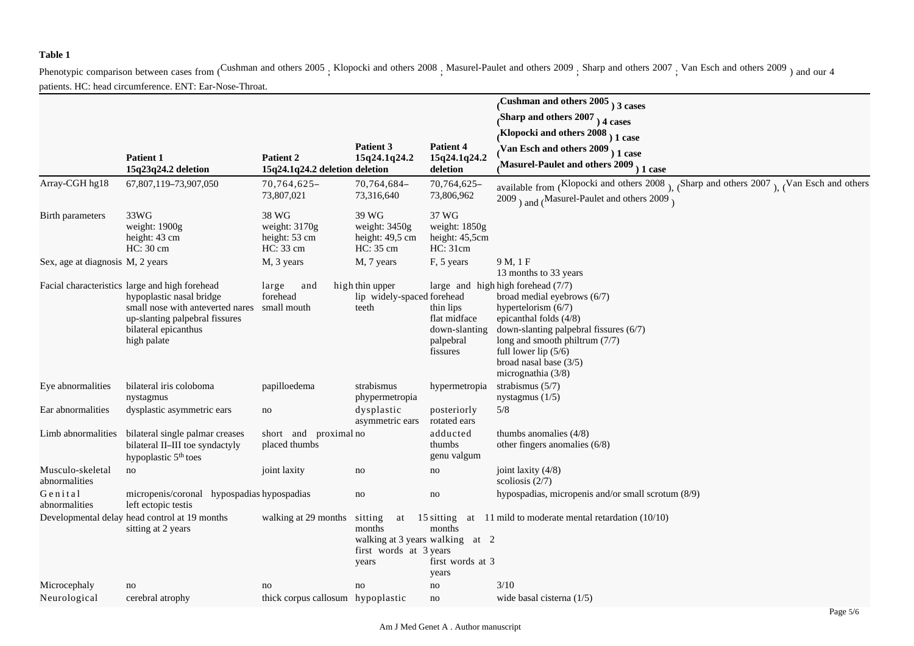**Table 1**

Phenotypic comparison between cases from (Cushman and others 2005 ; Klopocki and others 2008 ; Masurel-Paulet and others 2009 ; Sharp and others 2007 ; Van Esch and others 2009 ) and our 4 patients. HC: head circumference. ENT: Ear-Nose-Throat.

| | Patient 1 15q23q24.2 deletion | Patient 2 15q24.1q24.2 deletion | Patient 3 15q24.1q24.2 deletion | Patient 4 15q24.1q24.2 deletion | (Cushman and others 2005 ) 3 cases (Sharp and others 2007 ) 4 cases (Klopocki and others 2008 ) 1 case (Van Esch and others 2009 ) 1 case (Masurel-Paulet and others 2009 ) 1 case |
|---|---|---|---|---|---|
| Array-CGH hg18 | 67,807,119–73,907,050 | 70,764,625–73,807,021 | 70,764,684–73,316,640 | 70,764,625–73,806,962 | available from (Klopocki and others 2008 ), (Sharp and others 2007 ), (Van Esch and others 2009 ) and (Masurel-Paulet and others 2009 ) |
| Birth parameters | 33WG<br>weight: 1900g<br>height: 43 cm<br>HC: 30 cm | 38 WG<br>weight: 3170g<br>height: 53 cm<br>HC: 33 cm | 39 WG<br>weight: 3450g<br>height: 49,5 cm<br>HC: 35 cm | 37 WG<br>weight: 1850g<br>height: 45,5cm<br>HC: 31cm | |
| Sex, age at diagnosis | M, 2 years | M, 3 years | M, 7 years | F, 5 years | 9 M, 1 F<br>13 months to 33 years |
| Facial characteristics | large and high forehead<br>hypoplastic nasal bridge<br>small nose with anteverted nares<br>up-slanting palpebral fissures<br>bilateral epicanthus<br>high palate | large and high forehead<br>small mouth | thin upper lip widely-spaced teeth | large and high forehead<br>thin lips<br>flat midface<br>down-slanting palpebral fissures | high forehead (7/7)<br>broad medial eyebrows (6/7)<br>hypertelorism (6/7)<br>epicanthal folds (4/8)<br>down-slanting palpebral fissures (6/7)<br>long and smooth philtrum (7/7)<br>full lower lip (5/6)<br>broad nasal base (3/5)<br>micrognathia (3/8) |
| Eye abnormalities | bilateral iris coloboma<br>nystagmus | papilloedema | strabismus<br>phypermetropia | hypermetropia | strabismus (5/7)<br>nystagmus (1/5) |
| Ear abnormalities | dysplastic asymmetric ears | no | dysplastic asymmetric ears | posteriorly rotated ears | 5/8 |
| Limb abnormalities | bilateral single palmar creases<br>bilateral II–III toe syndactyly<br>hypoplastic 5th toes | short and proximal placed thumbs | no | adducted thumbs<br>genu valgum | thumbs anomalies (4/8)<br>other fingers anomalies (6/8) |
| Musculo-skeletal abnormalities | no | joint laxity | no | no | joint laxity (4/8)<br>scoliosis (2/7) |
| Genital abnormalities | micropenis/coronal hypospadias<br>left ectopic testis | hypospadias | no | no | hypospadias, micropenis and/or small scrotum (8/9) |
| Developmental delay | head control at 19 months<br>sitting at 2 years | walking at 29 months | sitting at 15 months<br>walking at 3 years<br>first words at 3 years | sitting at 11 months<br>walking at 2 years<br>first words at 3 years | mild to moderate mental retardation (10/10) |
| Microcephaly | no | no | no | no | 3/10 |
| Neurological | cerebral atrophy | thick corpus callosum | hypoplastic | no | wide basal cisterna (1/5) |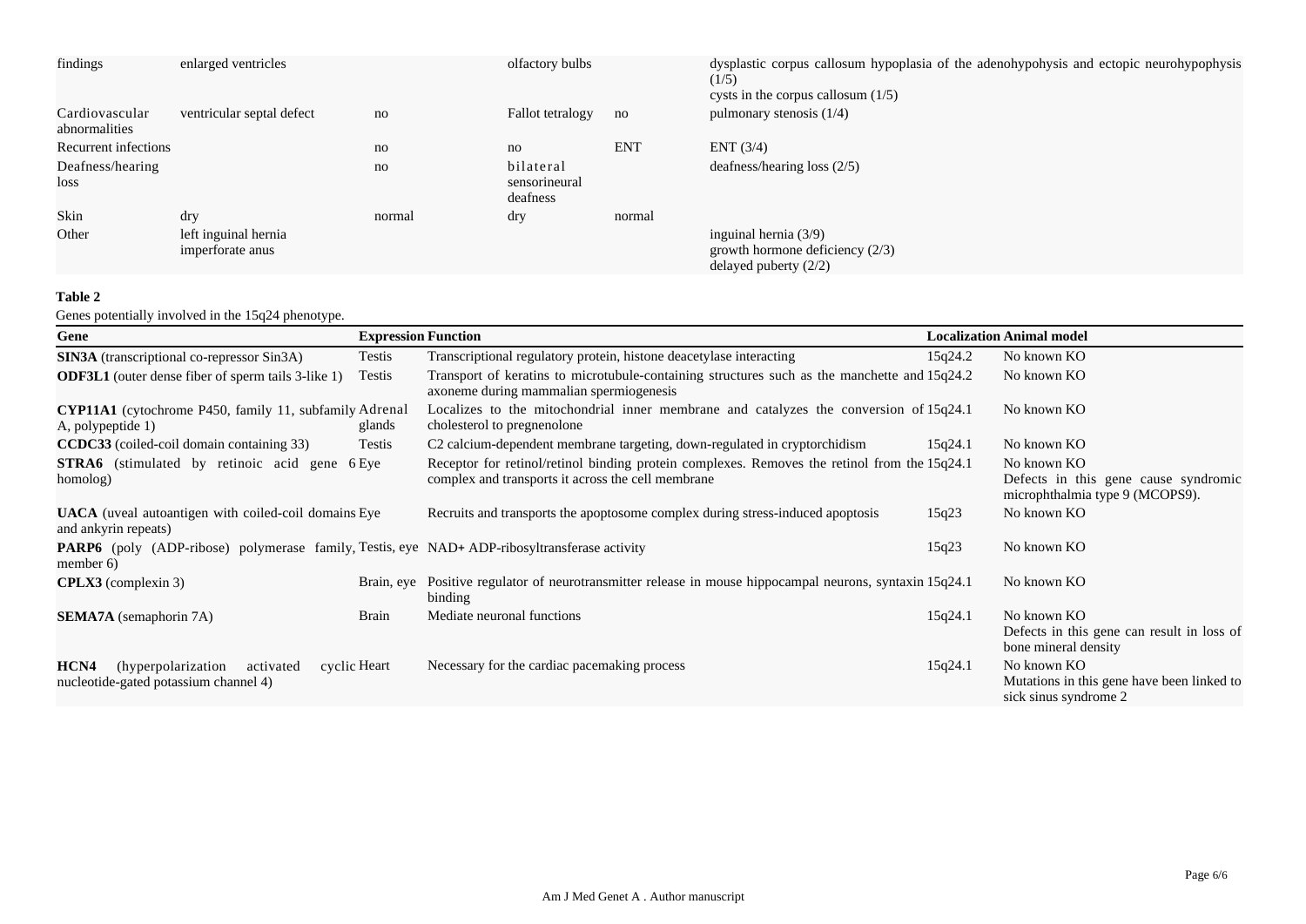| | | | | | |
|---|---|---|---|---|---|
| findings | enlarged ventricles | | olfactory bulbs | | dysplastic corpus callosum hypoplasia of the adenohypohysis and ectopic neurohypophysis (1/5)<br>cysts in the corpus callosum (1/5) |
| Cardiovascular abnormalities | ventricular septal defect | no | Fallot tetralogy | no | pulmonary stenosis (1/4) |
| Recurrent infections | | no | no | ENT | ENT (3/4) |
| Deafness/hearing loss | | no | bilateral sensorineural deafness | | deafness/hearing loss (2/5) |
| Skin | dry | normal | dry | normal | |
| Other | left inguinal hernia<br>imperforate anus | | | | inguinal hernia (3/9)<br>growth hormone deficiency (2/3)<br>delayed puberty (2/2) |

**Table 2**

Genes potentially involved in the 15q24 phenotype.

| Gene | Expression | Function | Localization | Animal model |
|---|---|---|---|---|
| **SIN3A** (transcriptional co-repressor Sin3A) | Testis | Transcriptional regulatory protein, histone deacetylase interacting | 15q24.2 | No known KO |
| **ODF3L1** (outer dense fiber of sperm tails 3-like 1) | Testis | Transport of keratins to microtubule-containing structures such as the manchette and axoneme during mammalian spermiogenesis | 15q24.2 | No known KO |
| **CYP11A1** (cytochrome P450, family 11, subfamily A, polypeptide 1) | Adrenal glands | Localizes to the mitochondrial inner membrane and catalyzes the conversion of cholesterol to pregnenolone | 15q24.1 | No known KO |
| **CCDC33** (coiled-coil domain containing 33) | Testis | C2 calcium-dependent membrane targeting, down-regulated in cryptorchidism | 15q24.1 | No known KO |
| **STRA6** (stimulated by retinoic acid gene 6 homolog) | Eye | Receptor for retinol/retinol binding protein complexes. Removes the retinol from the complex and transports it across the cell membrane | 15q24.1 | No known KO<br>Defects in this gene cause syndromic microphthalmia type 9 (MCOPS9). |
| **UACA** (uveal autoantigen with coiled-coil domains and ankyrin repeats) | Eye | Recruits and transports the apoptosome complex during stress-induced apoptosis | 15q23 | No known KO |
| **PARP6** (poly (ADP-ribose) polymerase family, member 6) | Testis, eye | NAD+ ADP-ribosyltransferase activity | 15q23 | No known KO |
| **CPLX3** (complexin 3) | Brain, eye | Positive regulator of neurotransmitter release in mouse hippocampal neurons, syntaxin binding | 15q24.1 | No known KO |
| **SEMA7A** (semaphorin 7A) | Brain | Mediate neuronal functions | 15q24.1 | No known KO<br>Defects in this gene can result in loss of bone mineral density |
| **HCN4** (hyperpolarization activated cyclic nucleotide-gated potassium channel 4) | Heart | Necessary for the cardiac pacemaking process | 15q24.1 | No known KO<br>Mutations in this gene have been linked to sick sinus syndrome 2 |